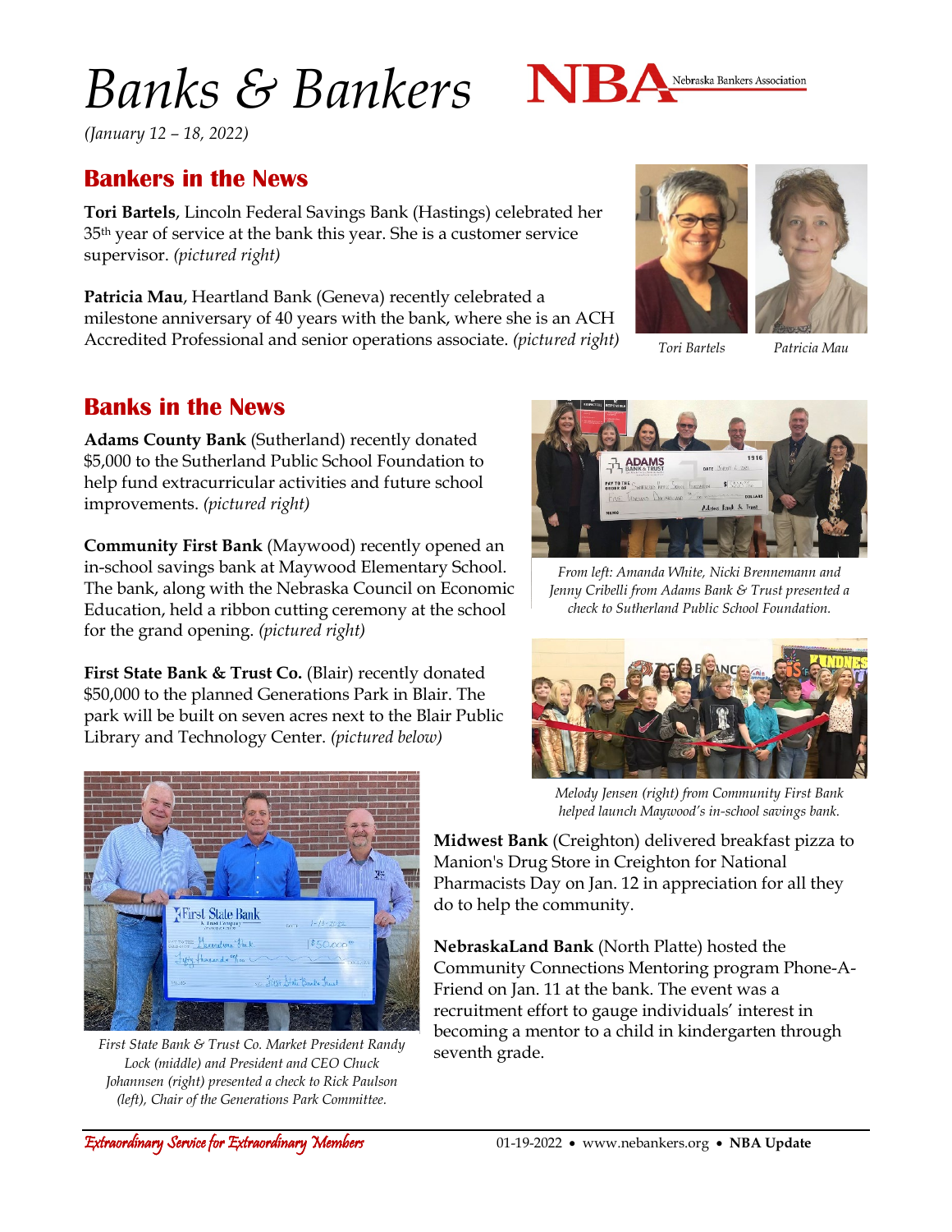# Banks & Bankers

*(January 12 – 18, 2022)*

## Bankers in the News

**Tori Bartels**, Lincoln Federal Savings Bank (Hastings) celebrated her 35th year of service at the bank this year. She is a customer service supervisor. *(pictured right)*

**Patricia Mau**, Heartland Bank (Geneva) recently celebrated a milestone anniversary of 40 years with the bank, where she is an ACH Accredited Professional and senior operations associate. *(pictured right)*

*Tori Bartels*

*Patricia Mau*

## Banks in the News

**Adams County Bank** (Sutherland) recently donated $5,000 to the Sutherland Public School Foundation to help fund extracurricular activities and future school improvements. *(pictured right)*

*From left: Amanda White, Nicki Brennemann and Jenny Cribelli from Adams Bank & Trust presented a check to Sutherland Public School Foundation.*

**Community First Bank** (Maywood) recently opened an in-school savings bank at Maywood Elementary School. The bank, along with the Nebraska Council on Economic Education, held a ribbon cutting ceremony at the school for the grand opening. *(pictured right)*

*Melody Jensen (right) from Community First Bank helped launch Maywood's in-school savings bank.*

**First State Bank & Trust Co.** (Blair) recently donated $50,000 to the planned Generations Park in Blair. The park will be built on seven acres next to the Blair Public Library and Technology Center. *(pictured below)*

*First State Bank & Trust Co. Market President Randy Lock (middle) and President and CEO Chuck Johannsen (right) presented a check to Rick Paulson (left), Chair of the Generations Park Committee.*

**Midwest Bank** (Creighton) delivered breakfast pizza to Manion's Drug Store in Creighton for National Pharmacists Day on Jan. 12 in appreciation for all they do to help the community.

**NebraskaLand Bank** (North Platte) hosted the Community Connections Mentoring program Phone-A-Friend on Jan. 11 at the bank. The event was a recruitment effort to gauge individuals' interest in becoming a mentor to a child in kindergarten through seventh grade.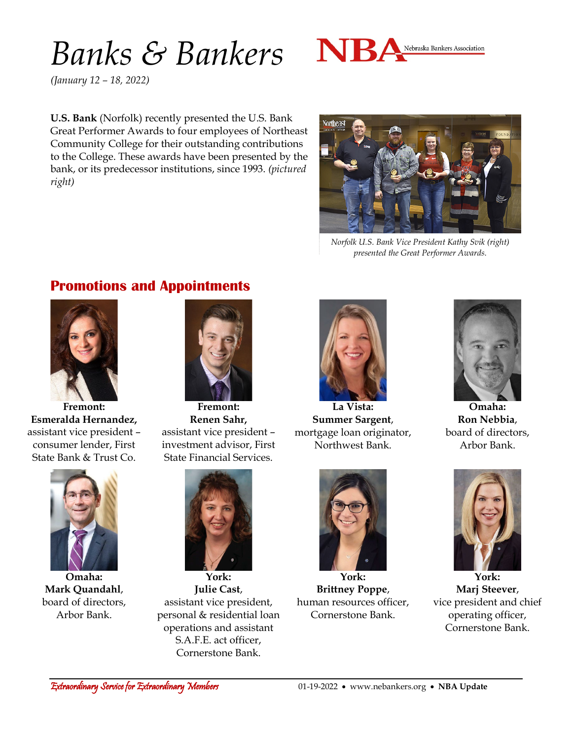# Banks & Bankers

*(January 12 – 18, 2022)*

**U.S. Bank** (Norfolk) recently presented the U.S. Bank Great Performer Awards to four employees of Northeast Community College for their outstanding contributions to the College. These awards have been presented by the bank, or its predecessor institutions, since 1993. *(pictured right)*

*Norfolk U.S. Bank Vice President Kathy Svik (right) presented the Great Performer Awards.*

## Promotions and Appointments

**Fremont:**
**Esmeralda Hernandez,** assistant vice president – consumer lender, First State Bank & Trust Co.

**Fremont:**
**Renen Sahr,** assistant vice president – investment advisor, First State Financial Services.

**La Vista:**
**Summer Sargent**, mortgage loan originator, Northwest Bank.

**Omaha:**
**Ron Nebbia**, board of directors, Arbor Bank.

**Omaha:**
**Mark Quandahl**, board of directors, Arbor Bank.

**York:**
**Julie Cast**, assistant vice president, personal & residential loan operations and assistant S.A.F.E. act officer, Cornerstone Bank.

**York:**
**Brittney Poppe**, human resources officer, Cornerstone Bank.

**York:**
**Marj Steever**, vice president and chief operating officer, Cornerstone Bank.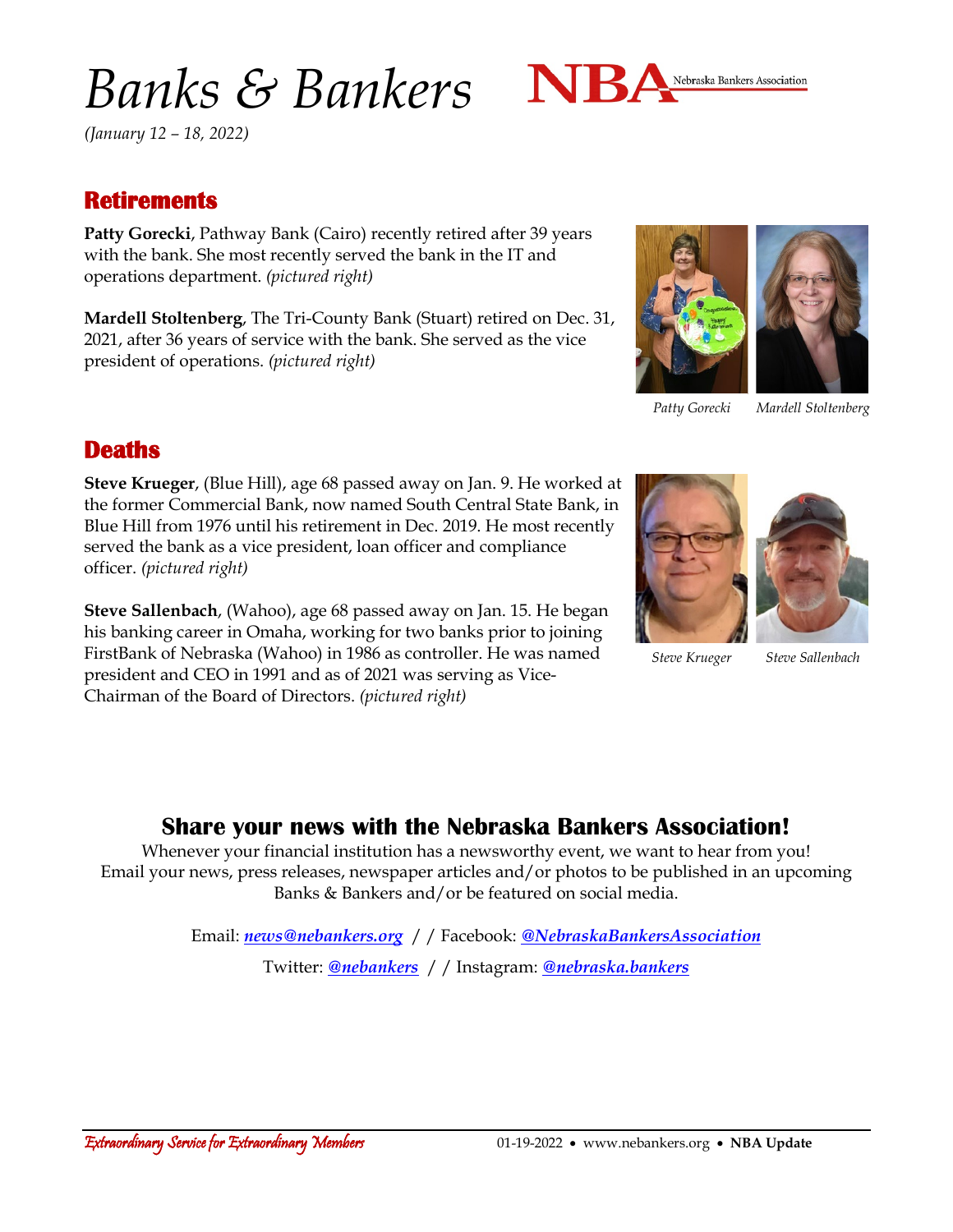# Banks & Bankers

*(January 12 – 18, 2022)*

## Retirements

**Patty Gorecki**, Pathway Bank (Cairo) recently retired after 39 years with the bank. She most recently served the bank in the IT and operations department. *(pictured right)*

**Mardell Stoltenberg**, The Tri-County Bank (Stuart) retired on Dec. 31, 2021, after 36 years of service with the bank. She served as the vice president of operations. *(pictured right)*

*Patty Gorecki* *Mardell Stoltenberg*

## Deaths

**Steve Krueger**, (Blue Hill), age 68 passed away on Jan. 9. He worked at the former Commercial Bank, now named South Central State Bank, in Blue Hill from 1976 until his retirement in Dec. 2019. He most recently served the bank as a vice president, loan officer and compliance officer. *(pictured right)*

**Steve Sallenbach**, (Wahoo), age 68 passed away on Jan. 15. He began his banking career in Omaha, working for two banks prior to joining FirstBank of Nebraska (Wahoo) in 1986 as controller. He was named president and CEO in 1991 and as of 2021 was serving as Vice-Chairman of the Board of Directors. *(pictured right)*

*Steve Krueger* *Steve Sallenbach*

## Share your news with the Nebraska Bankers Association!

Whenever your financial institution has a newsworthy event, we want to hear from you! Email your news, press releases, newspaper articles and/or photos to be published in an upcoming Banks & Bankers and/or be featured on social media.

Email: ***news@nebankers.org*** / / Facebook: ***@NebraskaBankersAssociation***

Twitter: ***@nebankers*** / / Instagram: ***@nebraska.bankers***